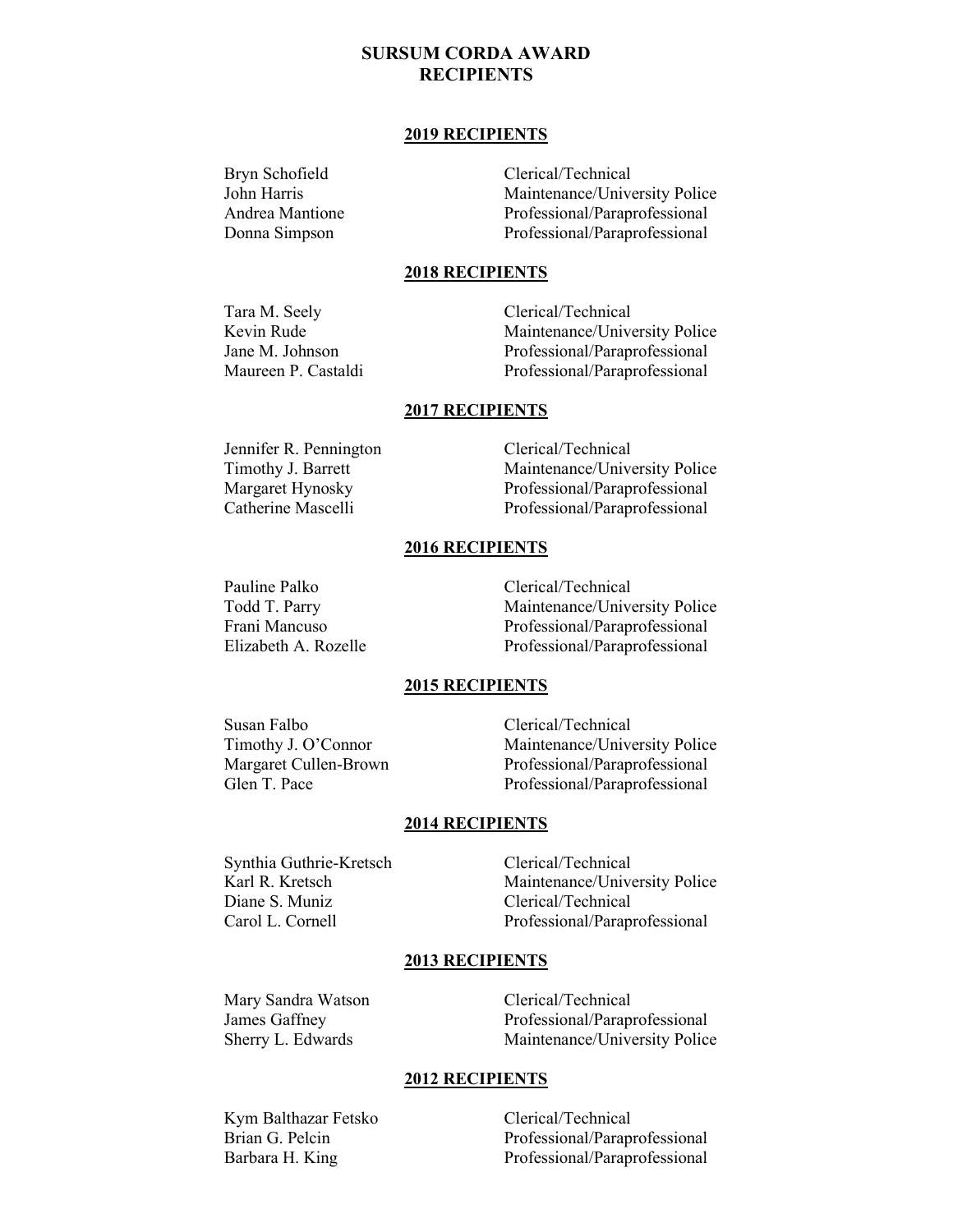# SURSUM CORDA AWARD RECIPIENTS

## 2019 RECIPIENTS

| | |
|---|---|
| Bryn Schofield | Clerical/Technical |
| John Harris | Maintenance/University Police |
| Andrea Mantione | Professional/Paraprofessional |
| Donna Simpson | Professional/Paraprofessional |

## 2018 RECIPIENTS

| | |
|---|---|
| Tara M. Seely | Clerical/Technical |
| Kevin Rude | Maintenance/University Police |
| Jane M. Johnson | Professional/Paraprofessional |
| Maureen P. Castaldi | Professional/Paraprofessional |

## 2017 RECIPIENTS

| | |
|---|---|
| Jennifer R. Pennington | Clerical/Technical |
| Timothy J. Barrett | Maintenance/University Police |
| Margaret Hynosky | Professional/Paraprofessional |
| Catherine Mascelli | Professional/Paraprofessional |

## 2016 RECIPIENTS

| | |
|---|---|
| Pauline Palko | Clerical/Technical |
| Todd T. Parry | Maintenance/University Police |
| Frani Mancuso | Professional/Paraprofessional |
| Elizabeth A. Rozelle | Professional/Paraprofessional |

## 2015 RECIPIENTS

| | |
|---|---|
| Susan Falbo | Clerical/Technical |
| Timothy J. O'Connor | Maintenance/University Police |
| Margaret Cullen-Brown | Professional/Paraprofessional |
| Glen T. Pace | Professional/Paraprofessional |

## 2014 RECIPIENTS

| | |
|---|---|
| Synthia Guthrie-Kretsch | Clerical/Technical |
| Karl R. Kretsch | Maintenance/University Police |
| Diane S. Muniz | Clerical/Technical |
| Carol L. Cornell | Professional/Paraprofessional |

## 2013 RECIPIENTS

| | |
|---|---|
| Mary Sandra Watson | Clerical/Technical |
| James Gaffney | Professional/Paraprofessional |
| Sherry L. Edwards | Maintenance/University Police |

## 2012 RECIPIENTS

| | |
|---|---|
| Kym Balthazar Fetsko | Clerical/Technical |
| Brian G. Pelcin | Professional/Paraprofessional |
| Barbara H. King | Professional/Paraprofessional |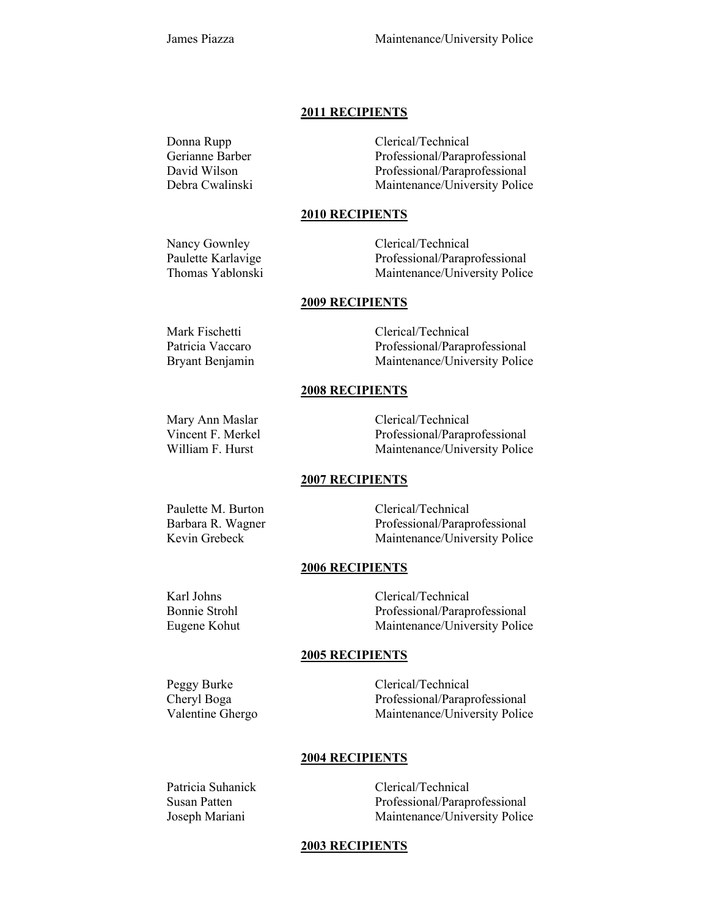| | |
|---|---|
| James Piazza | Maintenance/University Police |

**2011 RECIPIENTS**

| | |
|---|---|
| Donna Rupp | Clerical/Technical |
| Gerianne Barber | Professional/Paraprofessional |
| David Wilson | Professional/Paraprofessional |
| Debra Cwalinski | Maintenance/University Police |

**2010 RECIPIENTS**

| | |
|---|---|
| Nancy Gownley | Clerical/Technical |
| Paulette Karlavige | Professional/Paraprofessional |
| Thomas Yablonski | Maintenance/University Police |

**2009 RECIPIENTS**

| | |
|---|---|
| Mark Fischetti | Clerical/Technical |
| Patricia Vaccaro | Professional/Paraprofessional |
| Bryant Benjamin | Maintenance/University Police |

**2008 RECIPIENTS**

| | |
|---|---|
| Mary Ann Maslar | Clerical/Technical |
| Vincent F. Merkel | Professional/Paraprofessional |
| William F. Hurst | Maintenance/University Police |

**2007 RECIPIENTS**

| | |
|---|---|
| Paulette M. Burton | Clerical/Technical |
| Barbara R. Wagner | Professional/Paraprofessional |
| Kevin Grebeck | Maintenance/University Police |

**2006 RECIPIENTS**

| | |
|---|---|
| Karl Johns | Clerical/Technical |
| Bonnie Strohl | Professional/Paraprofessional |
| Eugene Kohut | Maintenance/University Police |

**2005 RECIPIENTS**

| | |
|---|---|
| Peggy Burke | Clerical/Technical |
| Cheryl Boga | Professional/Paraprofessional |
| Valentine Ghergo | Maintenance/University Police |

**2004 RECIPIENTS**

| | |
|---|---|
| Patricia Suhanick | Clerical/Technical |
| Susan Patten | Professional/Paraprofessional |
| Joseph Mariani | Maintenance/University Police |

**2003 RECIPIENTS**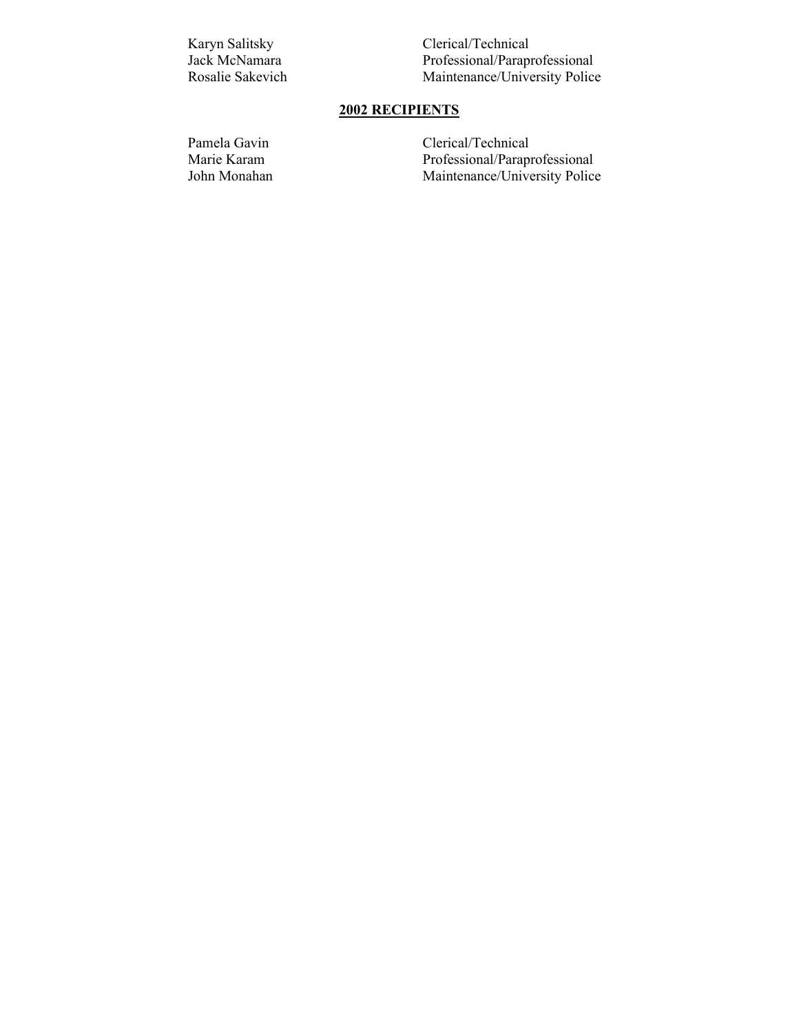| | |
|---|---|
| Karyn Salitsky | Clerical/Technical |
| Jack McNamara | Professional/Paraprofessional |
| Rosalie Sakevich | Maintenance/University Police |

## **2002 RECIPIENTS**

| | |
|---|---|
| Pamela Gavin | Clerical/Technical |
| Marie Karam | Professional/Paraprofessional |
| John Monahan | Maintenance/University Police |